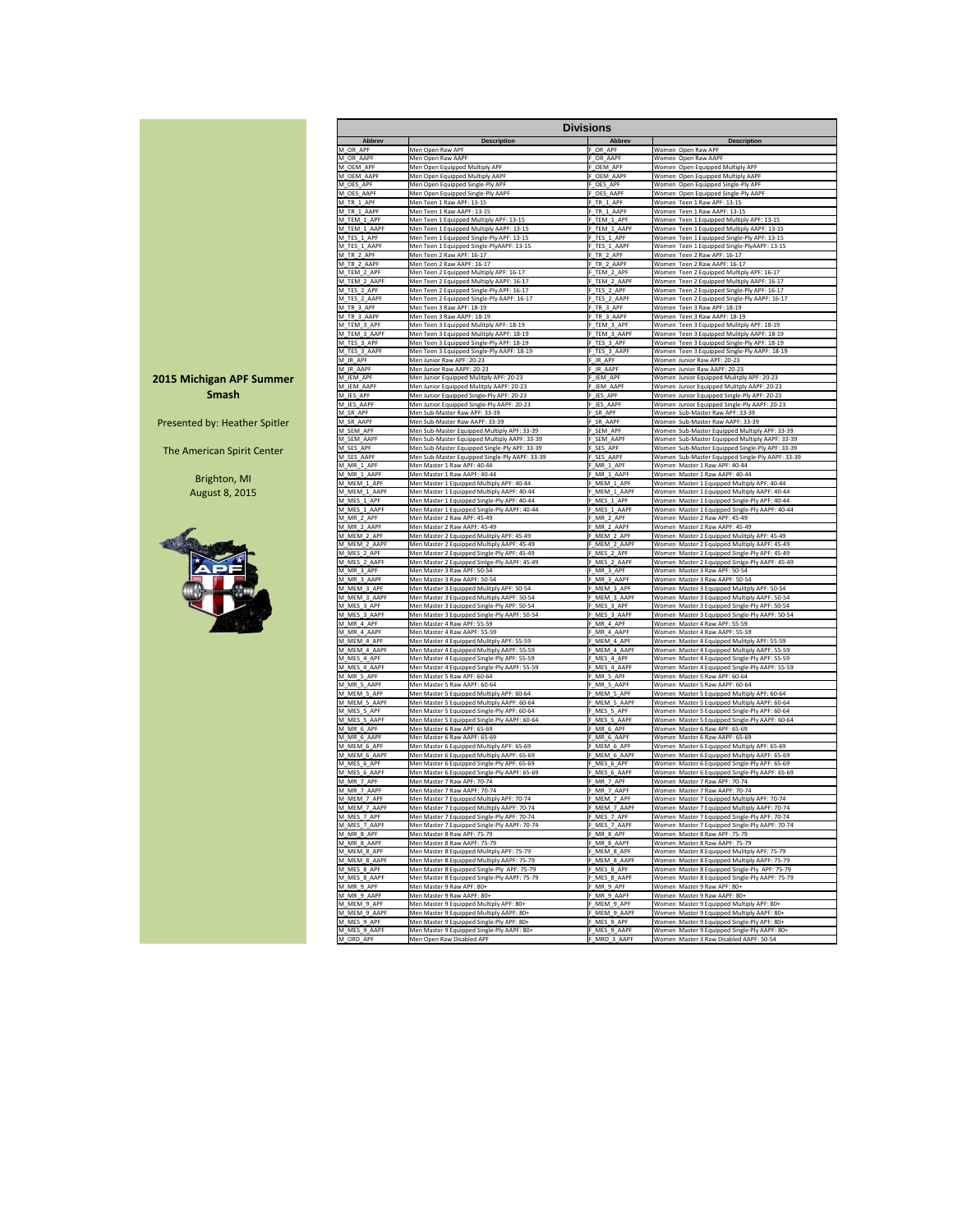## 2015 Michigan APF Summer Smash

Presented by: Heather Spitler

The American Spirit Center

Brighton, MI
August 8, 2015

# Divisions

| Abbrev | Description | Abbrev | Description |
|---|---|---|---|
| M_OR_APF | Men Open Raw APF | F_OR_APF | Women Open Raw APF |
| M_OR_AAPF | Men Open Raw AAPF | F_OR_AAPF | Women Open Raw AAPF |
| M_OEM_APF | Men Open Equipped Multiply APF | F_OEM_APF | Women Open Equipped Multiply APF |
| M_OEM_AAPF | Men Open Equipped Multiply AAPF | F_OEM_AAPF | Women Open Equipped Multiply AAPF |
| M_OES_APF | Men Open Equipped Single-Ply APF | F_OES_APF | Women Open Equipped Single-Ply APF |
| M_OES_AAPF | Men Open Equipped Single-Ply AAPF | F_OES_AAPF | Women Open Equipped Single-Ply AAPF |
| M_TR_1_APF | Men Teen 1 Raw APF: 13-15 | F_TR_1_APF | Women Teen 1 Raw APF: 13-15 |
| M_TR_1_AAPF | Men Teen 1 Raw AAPF: 13-15 | F_TR_1_AAPF | Women Teen 1 Raw AAPF: 13-15 |
| M_TEM_1_APF | Men Teen 1 Equipped Multiply APF: 13-15 | F_TEM_1_APF | Women Teen 1 Equipped Multiply APF: 13-15 |
| M_TEM_1_AAPF | Men Teen 1 Equipped Multiply AAPF: 13-15 | F_TEM_1_AAPF | Women Teen 1 Equipped Multiply AAPF: 13-15 |
| M_TES_1_APF | Men Teen 1 Equipped Single-Ply APF: 13-15 | F_TES_1_APF | Women Teen 1 Equipped Single-Ply APF: 13-15 |
| M_TES_1_AAPF | Men Teen 1 Equipped Single-PlyAAPF: 13-15 | F_TES_1_AAPF | Women Teen 1 Equipped Single-PlyAAPF: 13-15 |
| M_TR_2_APF | Men Teen 2 Raw APF: 16-17 | F_TR_2_APF | Women Teen 2 Raw APF: 16-17 |
| M_TR_2_AAPF | Men Teen 2 Raw AAPF: 16-17 | F_TR_2_AAPF | Women Teen 2 Raw AAPF: 16-17 |
| M_TEM_2_APF | Men Teen 2 Equipped Multiply APF: 16-17 | F_TEM_2_APF | Women Teen 2 Equipped Multiply APF: 16-17 |
| M_TEM_2_AAPF | Men Teen 2 Equipped Multiply AAPF: 16-17 | F_TEM_2_AAPF | Women Teen 2 Equipped Multiply AAPF: 16-17 |
| M_TES_2_APF | Men Teen 2 Equipped Single-Ply APF: 16-17 | F_TES_2_APF | Women Teen 2 Equipped Single-Ply APF: 16-17 |
| M_TES_2_AAPF | Men Teen 2 Equipped Single-Ply AAPF: 16-17 | F_TES_2_AAPF | Women Teen 2 Equipped Single-Ply AAPF: 16-17 |
| M_TR_3_APF | Men Teen 3 Raw APF: 18-19 | F_TR_3_APF | Women Teen 3 Raw APF: 18-19 |
| M_TR_3_AAPF | Men Teen 3 Raw AAPF: 18-19 | F_TR_3_AAPF | Women Teen 3 Raw AAPF: 18-19 |
| M_TEM_3_APF | Men Teen 3 Equipped Multiply APF: 18-19 | F_TEM_3_APF | Women Teen 3 Equipped Multiply APF: 18-19 |
| M_TEM_3_AAPF | Men Teen 3 Equipped Multiply AAPF: 18-19 | F_TEM_3_AAPF | Women Teen 3 Equipped Multiply AAPF: 18-19 |
| M_TES_3_APF | Men Teen 3 Equipped Single-Ply APF: 18-19 | F_TES_3_APF | Women Teen 3 Equipped Single-Ply APF: 18-19 |
| M_TES_3_AAPF | Men Teen 3 Equipped Single-Ply AAPF: 18-19 | F_TES_3_AAPF | Women Teen 3 Equipped Single-Ply AAPF: 18-19 |
| M_JR_APF | Men Junior Raw APF: 20-23 | F_JR_APF | Women Junior Raw APF: 20-23 |
| M_JR_AAPF | Men Junior Raw AAPF: 20-23 | F_JR_AAPF | Women Junior Raw AAPF: 20-23 |
| M_JEM_APF | Men Junior Equipped Mulitply APF: 20-23 | F_JEM_APF | Women Junior Equipped Mulitply APF: 20-23 |
| M_JEM_AAPF | Men Junior Equipped Mulitply AAPF: 20-23 | F_JEM_AAPF | Women Junior Equipped Mulitply AAPF: 20-23 |
| M_JES_APF | Men Junior Equipped Single-Ply APF: 20-23 | F_JES_APF | Women Junior Equipped Single-Ply APF: 20-23 |
| M_JES_AAPF | Men Junior Equipped Single-Ply AAPF: 20-23 | F_JES_AAPF | Women Junior Equipped Single-Ply AAPF: 20-23 |
| M_SR_APF | Men Sub-Master Raw APF: 33-39 | F_SR_APF | Women Sub-Master Raw APF: 33-39 |
| M_SR_AAPF | Men Sub-Master Raw AAPF: 33-39 | F_SR_AAPF | Women Sub-Master Raw AAPF: 33-39 |
| M_SEM_APF | Men Sub-Master Equipped Multiply APF: 33-39 | F_SEM_APF | Women Sub-Master Equipped Multiply APF: 33-39 |
| M_SEM_AAPF | Men Sub-Master Equipped Multiply AAPF: 33-39 | F_SEM_AAPF | Women Sub-Master Equipped Multiply AAPF: 33-39 |
| M_SES_APF | Men Sub-Master Equipped Single-Ply APF: 33-39 | F_SES_APF | Women Sub-Master Equipped Single-Ply APF: 33-39 |
| M_SES_AAPF | Men Sub-Master Equipped Single-Ply AAPF: 33-39 | F_SES_AAPF | Women Sub-Master Equipped Single-Ply AAPF: 33-39 |
| M_MR_1_APF | Men Master 1 Raw APF: 40-44 | F_MR_1_APF | Women Master 1 Raw APF: 40-44 |
| M_MR_1_AAPF | Men Master 1 Raw AAPF: 40-44 | F_MR_1_AAPF | Women Master 1 Raw AAPF: 40-44 |
| M_MEM_1_APF | Men Master 1 Equipped Multiply APF: 40-44 | F_MEM_1_APF | Women Master 1 Equipped Multiply APF: 40-44 |
| M_MEM_1_AAPF | Men Master 1 Equipped Multiply AAPF: 40-44 | F_MEM_1_AAPF | Women Master 1 Equipped Multiply AAPF: 40-44 |
| M_MES_1_APF | Men Master 1 Equipped Single-Ply APF: 40-44 | F_MES_1_APF | Women Master 1 Equipped Single-Ply APF: 40-44 |
| M_MES_1_AAPF | Men Master 1 Equipped Single-Ply AAPF: 40-44 | F_MES_1_AAPF | Women Master 1 Equipped Single-Ply AAPF: 40-44 |
| M_MR_2_APF | Men Master 2 Raw APF: 45-49 | F_MR_2_APF | Women Master 2 Raw APF: 45-49 |
| M_MR_2_AAPF | Men Master 2 Raw AAPF: 45-49 | F_MR_2_AAPF | Women Master 2 Raw AAPF: 45-49 |
| M_MEM_2_APF | Men Master 2 Equipped Multiply APF: 45-49 | F_MEM_2_APF | Women Master 2 Equipped Mulitply APF: 45-49 |
| M_MEM_2_AAPF | Men Master 2 Equipped Multiply AAPF: 45-49 | F_MEM_2_AAPF | Women Master 2 Equipped Multiply AAPF: 45-49 |
| M_MES_2_APF | Men Master 2 Equipped Single-Ply APF: 45-49 | F_MES_2_APF | Women Master 2 Equipped Single-Ply APF: 45-49 |
| M_MES_2_AAPF | Men Master 2 Equipped Sinlge-Ply AAPF: 45-49 | F_MES_2_AAPF | Women Master 2 Equipped Single-Ply AAPF: 45-49 |
| M_MR_3_APF | Men Master 3 Raw APF: 50-54 | F_MR_3_APF | Women Master 3 Raw APF: 50-54 |
| M_MR_3_AAPF | Men Master 3 Raw AAPF: 50-54 | F_MR_3_AAPF | Women Master 3 Raw AAPF: 50-54 |
| M_MEM_3_APF | Men Master 3 Equipped Multiply APF: 50-54 | F_MEM_3_APF | Women Master 3 Equipped Mulitply APF: 50-54 |
| M_MEM_3_AAPF | Men Master 3 Equipped Multiply AAPF: 50-54 | F_MEM_3_AAPF | Women Master 3 Equipped Multiply AAPF: 50-54 |
| M_MES_3_APF | Men Master 3 Equipped Single-Ply APF: 50-54 | F_MES_3_APF | Women Master 3 Equipped Single-Ply APF: 50-54 |
| M_MES_3_AAPF | Men Master 3 Equipped Single-Ply AAPF: 50-54 | F_MES_3_AAPF | Women Master 3 Equipped Single-Ply AAPF: 50-54 |
| M_MR_4_APF | Men Master 4 Raw APF: 55-59 | F_MR_4_APF | Women Master 4 Raw APF: 55-59 |
| M_MR_4_AAPF | Men Master 4 Raw AAPF: 55-59 | F_MR_4_AAPF | Women Master 4 Raw AAPF: 55-59 |
| M_MEM_4_APF | Men Master 4 Equipped Multiply APF: 55-59 | F_MEM_4_APF | Women Master 4 Equipped Multiply APF: 55-59 |
| M_MEM_4_AAPF | Men Master 4 Equipped Multiply AAPF: 55-59 | F_MEM_4_AAPF | Women Master 4 Equipped Multiply AAPF: 55-59 |
| M_MES_4_APF | Men Master 4 Equipped Single-Ply APF: 55-59 | F_MES_4_APF | Women Master 4 Equipped Single-Ply APF: 55-59 |
| M_MES_4_AAPF | Men Master 4 Equipped Single-Ply AAPF: 55-59 | F_MES_4_AAPF | Women Master 4 Equipped Single-Ply AAPF: 55-59 |
| M_MR_5_APF | Men Master 5 Raw APF: 60-64 | F_MR_5_APF | Women Master 5 Raw APF: 60-64 |
| M_MR_5_AAPF | Men Master 5 Raw AAPF: 60-64 | F_MR_5_AAPF | Women Master 5 Raw AAPF: 60-64 |
| M_MEM_5_APF | Men Master 5 Equipped Multiply APF: 60-64 | F_MEM_5_APF | Women Master 5 Equipped Multiply APF: 60-64 |
| M_MEM_5_AAPF | Men Master 5 Equipped Multiply AAPF: 60-64 | F_MEM_5_AAPF | Women Master 5 Equipped Multiply AAPF: 60-64 |
| M_MES_5_APF | Men Master 5 Equipped Single-Ply APF: 60-64 | F_MES_5_APF | Women Master 5 Equipped Single-Ply APF: 60-64 |
| M_MES_5_AAPF | Men Master 5 Equipped Single-Ply AAPF: 60-64 | F_MES_5_AAPF | Women Master 5 Equipped Single-Ply AAPF: 60-64 |
| M_MR_6_APF | Men Master 6 Raw APF: 65-69 | F_MR_6_APF | Women Master 6 Raw APF: 65-69 |
| M_MR_6_AAPF | Men Master 6 Raw AAPF: 65-69 | F_MR_6_AAPF | Women Master 6 Raw AAPF: 65-69 |
| M_MEM_6_APF | Men Master 6 Equipped Multiply APF: 65-69 | F_MEM_6_APF | Women Master 6 Equipped Multiply APF: 65-69 |
| M_MEM_6_AAPF | Men Master 6 Equipped Multiply AAPF: 65-69 | F_MEM_6_AAPF | Women Master 6 Equipped Multiply AAPF: 65-69 |
| M_MES_6_APF | Men Master 6 Equipped Single-Ply APF: 65-69 | F_MES_6_APF | Women Master 6 Equipped Single-Ply APF: 65-69 |
| M_MES_6_AAPF | Men Master 6 Equipped Single-Ply AAPF: 65-69 | F_MES_6_AAPF | Women Master 6 Equipped Single-Ply AAPF: 65-69 |
| M_MR_7_APF | Men Master 7 Raw APF: 70-74 | F_MR_7_APF | Women Master 7 Raw APF: 70-74 |
| M_MR_7_AAPF | Men Master 7 Raw AAPF: 70-74 | F_MR_7_AAPF | Women Master 7 Raw AAPF: 70-74 |
| M_MEM_7_APF | Men Master 7 Equipped Multiply APF: 70-74 | F_MEM_7_APF | Women Master 7 Equipped Multiply APF: 70-74 |
| M_MEM_7_AAPF | Men Master 7 Equipped Multiply AAPF: 70-74 | F_MEM_7_AAPF | Women Master 7 Equipped Multiply AAPF: 70-74 |
| M_MES_7_APF | Men Master 7 Equipped Single-Ply APF: 70-74 | F_MES_7_APF | Women Master 7 Equipped Single-Ply APF: 70-74 |
| M_MES_7_AAPF | Men Master 7 Equipped Single-Ply AAPF: 70-74 | F_MES_7_AAPF | Women Master 7 Equipped Single-Ply AAPF: 70-74 |
| M_MR_8_APF | Men Master 8 Raw APF: 75-79 | F_MR_8_APF | Women Master 8 Raw APF: 75-79 |
| M_MR_8_AAPF | Men Master 8 Raw AAPF: 75-79 | F_MR_8_AAPF | Women Master 8 Raw AAPF: 75-79 |
| M_MEM_8_APF | Men Master 8 Equipped Multiply APF: 75-79 | F_MEM_8_APF | Women Master 8 Equipped Multiply APF: 75-79 |
| M_MEM_8_AAPF | Men Master 8 Equipped Multiply AAPF: 75-79 | F_MEM_8_AAPF | Women Master 8 Equipped Multiply AAPF: 75-79 |
| M_MES_8_APF | Men Master 8 Equipped Single-Ply APF: 75-79 | F_MES_8_APF | Women Master 8 Equipped Single-Ply APF: 75-79 |
| M_MES_8_AAPF | Men Master 8 Equipped Single-Ply AAPF: 75-79 | F_MES_8_AAPF | Women Master 8 Equipped Single-Ply AAPF: 75-79 |
| M_MR_9_APF | Men Master 9 Raw APF: 80+ | F_MR_9_APF | Women Master 9 Raw APF: 80+ |
| M_MR_9_AAPF | Men Master 9 Raw AAPF: 80+ | F_MR_9_AAPF | Women Master 9 Raw AAPF: 80+ |
| M_MEM_9_APF | Men Master 9 Equipped Multiply APF: 80+ | F_MEM_9_APF | Women Master 9 Equipped Multiply APF: 80+ |
| M_MEM_9_AAPF | Men Master 9 Equipped Multiply AAPF: 80+ | F_MEM_9_AAPF | Women Master 9 Equipped Multiply AAPF: 80+ |
| M_MES_9_APF | Men Master 9 Equipped Single-Ply APF: 80+ | F_MES_9_APF | Women Master 9 Equipped Single-Ply APF: 80+ |
| M_MES_9_AAPF | Men Master 9 Equipped Single-Ply AAPF: 80+ | F_MES_9_AAPF | Women Master 9 Equipped Single-Ply AAPF: 80+ |
| M_ORD_APF | Men Open Raw Disabled APF | F_MRD_3_AAPF | Women Master 3 Raw Disabled AAPF: 50-54 |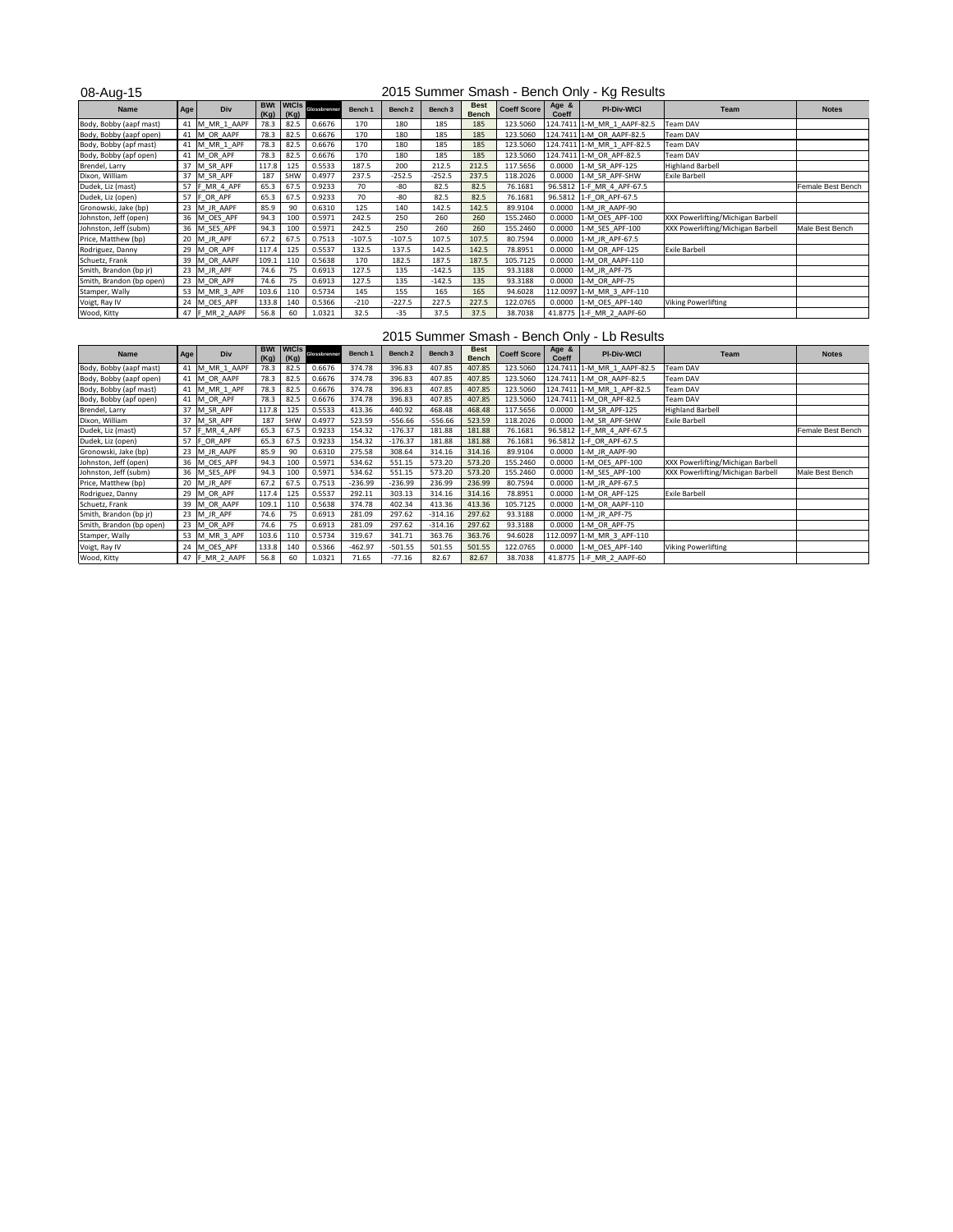08-Aug-15

## 2015 Summer Smash - Bench Only - Kg Results

| Name | Age | Div | BWt (Kg) | WtCls (Kg) | Glossbrenner | Bench 1 | Bench 2 | Bench 3 | Best Bench | Coeff Score | Age & Coeff | Pl-Div-WtCl | Team | Notes |
|---|---|---|---|---|---|---|---|---|---|---|---|---|---|---|
| Body, Bobby (aapf mast) | 41 | M_MR_1_AAPF | 78.3 | 82.5 | 0.6676 | 170 | 180 | 185 | 185 | 123.5060 | 124.7411 | 1-M_MR_1_AAPF-82.5 | Team DAV | |
| Body, Bobby (aapf open) | 41 | M_OR_AAPF | 78.3 | 82.5 | 0.6676 | 170 | 180 | 185 | 185 | 123.5060 | 124.7411 | 1-M_OR_AAPF-82.5 | Team DAV | |
| Body, Bobby (apf mast) | 41 | M_MR_1_APF | 78.3 | 82.5 | 0.6676 | 170 | 180 | 185 | 185 | 123.5060 | 124.7411 | 1-M_MR_1_APF-82.5 | Team DAV | |
| Body, Bobby (apf open) | 41 | M_OR_APF | 78.3 | 82.5 | 0.6676 | 170 | 180 | 185 | 185 | 123.5060 | 124.7411 | 1-M_OR_APF-82.5 | Team DAV | |
| Brendel, Larry | 37 | M_SR_APF | 117.8 | 125 | 0.5533 | 187.5 | 200 | 212.5 | 212.5 | 117.5656 | 0.0000 | 1-M_SR_APF-125 | Highland Barbell | |
| Dixon, William | 37 | M_SR_APF | 187 | SHW | 0.4977 | 237.5 | -252.5 | -252.5 | 237.5 | 118.2026 | 0.0000 | 1-M_SR_APF-SHW | Exile Barbell | |
| Dudek, Liz (mast) | 57 | F_MR_4_APF | 65.3 | 67.5 | 0.9233 | 70 | -80 | 82.5 | 82.5 | 76.1681 | 96.5812 | 1-F_MR_4_APF-67.5 | | Female Best Bench |
| Dudek, Liz (open) | 57 | F_OR_APF | 65.3 | 67.5 | 0.9233 | 70 | -80 | 82.5 | 82.5 | 76.1681 | 96.5812 | 1-F_OR_APF-67.5 | | |
| Gronowski, Jake (bp) | 23 | M_JR_AAPF | 85.9 | 90 | 0.6310 | 125 | 140 | 142.5 | 142.5 | 89.9104 | 0.0000 | 1-M_JR_AAPF-90 | | |
| Johnston, Jeff (open) | 36 | M_OES_APF | 94.3 | 100 | 0.5971 | 242.5 | 250 | 260 | 260 | 155.2460 | 0.0000 | 1-M_OES_APF-100 | XXX Powerlifting/Michigan Barbell | |
| Johnston, Jeff (subm) | 36 | M_SES_APF | 94.3 | 100 | 0.5971 | 242.5 | 250 | 260 | 260 | 155.2460 | 0.0000 | 1-M_SES_APF-100 | XXX Powerlifting/Michigan Barbell | Male Best Bench |
| Price, Matthew (bp) | 20 | M_JR_APF | 67.2 | 67.5 | 0.7513 | -107.5 | -107.5 | 107.5 | 107.5 | 80.7594 | 0.0000 | 1-M_JR_APF-67.5 | | |
| Rodriguez, Danny | 29 | M_OR_APF | 117.4 | 125 | 0.5537 | 132.5 | 137.5 | 142.5 | 142.5 | 78.8951 | 0.0000 | 1-M_OR_APF-125 | Exile Barbell | |
| Schuetz, Frank | 39 | M_OR_AAPF | 109.1 | 110 | 0.5638 | 170 | 182.5 | 187.5 | 187.5 | 105.7125 | 0.0000 | 1-M_OR_AAPF-110 | | |
| Smith, Brandon (bp jr) | 23 | M_JR_APF | 74.6 | 75 | 0.6913 | 127.5 | 135 | -142.5 | 135 | 93.3188 | 0.0000 | 1-M_JR_APF-75 | | |
| Smith, Brandon (bp open) | 23 | M_OR_APF | 74.6 | 75 | 0.6913 | 127.5 | 135 | -142.5 | 135 | 93.3188 | 0.0000 | 1-M_OR_APF-75 | | |
| Stamper, Wally | 53 | M_MR_3_APF | 103.6 | 110 | 0.5734 | 145 | 155 | 165 | 165 | 94.6028 | 112.0097 | 1-M_MR_3_APF-110 | | |
| Voigt, Ray IV | 24 | M_OES_APF | 133.8 | 140 | 0.5366 | -210 | -227.5 | 227.5 | 227.5 | 122.0765 | 0.0000 | 1-M_OES_APF-140 | Viking Powerlifting | |
| Wood, Kitty | 47 | F_MR_2_AAPF | 56.8 | 60 | 1.0321 | 32.5 | -35 | 37.5 | 37.5 | 38.7038 | 41.8775 | 1-F_MR_2_AAPF-60 | | |

## 2015 Summer Smash - Bench Only - Lb Results

| Name | Age | Div | BWt (Kg) | WtCls (Kg) | Glossbrenner | Bench 1 | Bench 2 | Bench 3 | Best Bench | Coeff Score | Age & Coeff | Pl-Div-WtCl | Team | Notes |
|---|---|---|---|---|---|---|---|---|---|---|---|---|---|---|
| Body, Bobby (aapf mast) | 41 | M_MR_1_AAPF | 78.3 | 82.5 | 0.6676 | 374.78 | 396.83 | 407.85 | 407.85 | 123.5060 | 124.7411 | 1-M_MR_1_AAPF-82.5 | Team DAV | |
| Body, Bobby (aapf open) | 41 | M_OR_AAPF | 78.3 | 82.5 | 0.6676 | 374.78 | 396.83 | 407.85 | 407.85 | 123.5060 | 124.7411 | 1-M_OR_AAPF-82.5 | Team DAV | |
| Body, Bobby (apf mast) | 41 | M_MR_1_APF | 78.3 | 82.5 | 0.6676 | 374.78 | 396.83 | 407.85 | 407.85 | 123.5060 | 124.7411 | 1-M_MR_1_APF-82.5 | Team DAV | |
| Body, Bobby (apf open) | 41 | M_OR_APF | 78.3 | 82.5 | 0.6676 | 374.78 | 396.83 | 407.85 | 407.85 | 123.5060 | 124.7411 | 1-M_OR_APF-82.5 | Team DAV | |
| Brendel, Larry | 37 | M_SR_APF | 117.8 | 125 | 0.5533 | 413.36 | 440.92 | 468.48 | 468.48 | 117.5656 | 0.0000 | 1-M_SR_APF-125 | Highland Barbell | |
| Dixon, William | 37 | M_SR_APF | 187 | SHW | 0.4977 | 523.59 | -556.66 | -556.66 | 523.59 | 118.2026 | 0.0000 | 1-M_SR_APF-SHW | Exile Barbell | |
| Dudek, Liz (mast) | 57 | F_MR_4_APF | 65.3 | 67.5 | 0.9233 | 154.32 | -176.37 | 181.88 | 181.88 | 76.1681 | 96.5812 | 1-F_MR_4_APF-67.5 | | Female Best Bench |
| Dudek, Liz (open) | 57 | F_OR_APF | 65.3 | 67.5 | 0.9233 | 154.32 | -176.37 | 181.88 | 181.88 | 76.1681 | 96.5812 | 1-F_OR_APF-67.5 | | |
| Gronowski, Jake (bp) | 23 | M_JR_AAPF | 85.9 | 90 | 0.6310 | 275.58 | 308.64 | 314.16 | 314.16 | 89.9104 | 0.0000 | 1-M_JR_AAPF-90 | | |
| Johnston, Jeff (open) | 36 | M_OES_APF | 94.3 | 100 | 0.5971 | 534.62 | 551.15 | 573.20 | 573.20 | 155.2460 | 0.0000 | 1-M_OES_APF-100 | XXX Powerlifting/Michigan Barbell | |
| Johnston, Jeff (subm) | 36 | M_SES_APF | 94.3 | 100 | 0.5971 | 534.62 | 551.15 | 573.20 | 573.20 | 155.2460 | 0.0000 | 1-M_SES_APF-100 | XXX Powerlifting/Michigan Barbell | Male Best Bench |
| Price, Matthew (bp) | 20 | M_JR_APF | 67.2 | 67.5 | 0.7513 | -236.99 | -236.99 | 236.99 | 236.99 | 80.7594 | 0.0000 | 1-M_JR_APF-67.5 | | |
| Rodriguez, Danny | 29 | M_OR_APF | 117.4 | 125 | 0.5537 | 292.11 | 303.13 | 314.16 | 314.16 | 78.8951 | 0.0000 | 1-M_OR_APF-125 | Exile Barbell | |
| Schuetz, Frank | 39 | M_OR_AAPF | 109.1 | 110 | 0.5638 | 374.78 | 402.34 | 413.36 | 413.36 | 105.7125 | 0.0000 | 1-M_OR_AAPF-110 | | |
| Smith, Brandon (bp jr) | 23 | M_JR_APF | 74.6 | 75 | 0.6913 | 281.09 | 297.62 | -314.16 | 297.62 | 93.3188 | 0.0000 | 1-M_JR_APF-75 | | |
| Smith, Brandon (bp open) | 23 | M_OR_APF | 74.6 | 75 | 0.6913 | 281.09 | 297.62 | -314.16 | 297.62 | 93.3188 | 0.0000 | 1-M_OR_APF-75 | | |
| Stamper, Wally | 53 | M_MR_3_APF | 103.6 | 110 | 0.5734 | 319.67 | 341.71 | 363.76 | 363.76 | 94.6028 | 112.0097 | 1-M_MR_3_APF-110 | | |
| Voigt, Ray IV | 24 | M_OES_APF | 133.8 | 140 | 0.5366 | -462.97 | -501.55 | 501.55 | 501.55 | 122.0765 | 0.0000 | 1-M_OES_APF-140 | Viking Powerlifting | |
| Wood, Kitty | 47 | F_MR_2_AAPF | 56.8 | 60 | 1.0321 | 71.65 | -77.16 | 82.67 | 82.67 | 38.7038 | 41.8775 | 1-F_MR_2_AAPF-60 | | |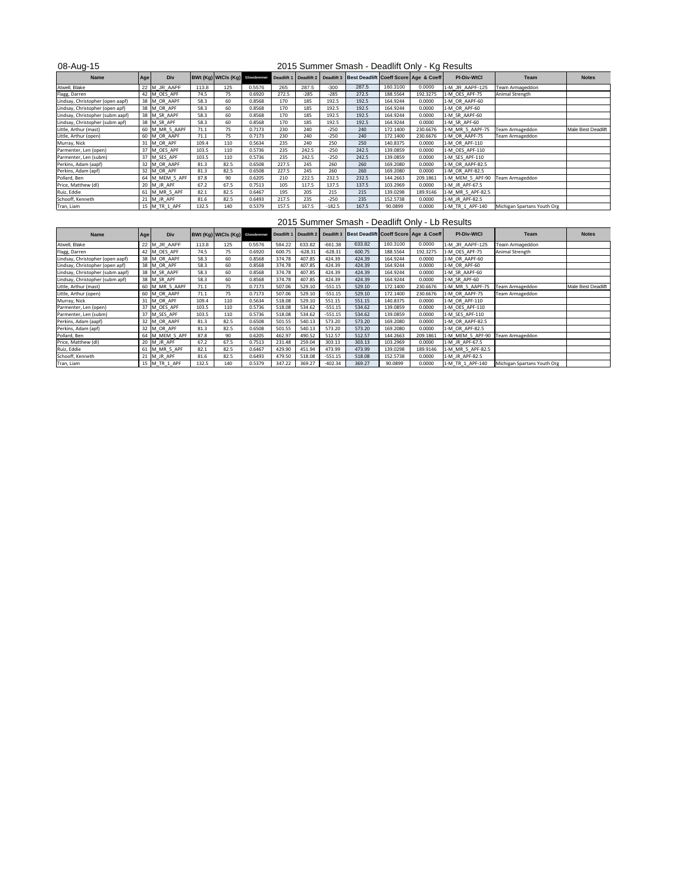08-Aug-15

## 2015 Summer Smash - Deadlift Only - Kg Results

| Name | Age | Div | BWt (Kg) | WtCls (Kg) | Glossbrenner | Deadlift 1 | Deadlift 2 | Deadlift 3 | Best Deadlift | Coeff Score | Age & Coeff | Pl-Div-WtCl | Team | Notes |
|---|---|---|---|---|---|---|---|---|---|---|---|---|---|---|
| Atwell, Blake | 22 | M_JR_AAPF | 113.8 | 125 | 0.5576 | 265 | 287.5 | -300 | 287.5 | 160.3100 | 0.0000 | 1-M_JR_AAPF-125 | Team Armageddon | |
| Flagg, Darren | 42 | M_OES_APF | 74.5 | 75 | 0.6920 | 272.5 | -285 | -285 | 272.5 | 188.5564 | 192.3275 | 1-M_OES_APF-75 | Animal Strength | |
| Lindsay, Christopher (open aapf) | 38 | M_OR_AAPF | 58.3 | 60 | 0.8568 | 170 | 185 | 192.5 | 192.5 | 164.9244 | 0.0000 | 1-M_OR_AAPF-60 | | |
| Lindsay, Christopher (open apf) | 38 | M_OR_APF | 58.3 | 60 | 0.8568 | 170 | 185 | 192.5 | 192.5 | 164.9244 | 0.0000 | 1-M_OR_APF-60 | | |
| Lindsay, Christopher (subm aapf) | 38 | M_SR_AAPF | 58.3 | 60 | 0.8568 | 170 | 185 | 192.5 | 192.5 | 164.9244 | 0.0000 | 1-M_SR_AAPF-60 | | |
| Lindsay, Christopher (subm apf) | 38 | M_SR_APF | 58.3 | 60 | 0.8568 | 170 | 185 | 192.5 | 192.5 | 164.9244 | 0.0000 | 1-M_SR_APF-60 | | |
| Little, Arthur (mast) | 60 | M_MR_5_AAPF | 71.1 | 75 | 0.7173 | 230 | 240 | -250 | 240 | 172.1400 | 230.6676 | 1-M_MR_5_AAPF-75 | Team Armageddon | Male Best Deadlift |
| Little, Arthur (open) | 60 | M_OR_AAPF | 71.1 | 75 | 0.7173 | 230 | 240 | -250 | 240 | 172.1400 | 230.6676 | 1-M_OR_AAPF-75 | Team Armageddon | |
| Murray, Nick | 31 | M_OR_APF | 109.4 | 110 | 0.5634 | 235 | 240 | 250 | 250 | 140.8375 | 0.0000 | 1-M_OR_APF-110 | | |
| Parmenter, Len (open) | 37 | M_OES_APF | 103.5 | 110 | 0.5736 | 235 | 242.5 | -250 | 242.5 | 139.0859 | 0.0000 | 1-M_OES_APF-110 | | |
| Parmenter, Len (subm) | 37 | M_SES_APF | 103.5 | 110 | 0.5736 | 235 | 242.5 | -250 | 242.5 | 139.0859 | 0.0000 | 1-M_SES_APF-110 | | |
| Perkins, Adam (aapf) | 32 | M_OR_AAPF | 81.3 | 82.5 | 0.6508 | 227.5 | 245 | 260 | 260 | 169.2080 | 0.0000 | 1-M_OR_AAPF-82.5 | | |
| Perkins, Adam (apf) | 32 | M_OR_APF | 81.3 | 82.5 | 0.6508 | 227.5 | 245 | 260 | 260 | 169.2080 | 0.0000 | 1-M_OR_APF-82.5 | | |
| Pollard, Ben | 64 | M_MEM_5_APF | 87.8 | 90 | 0.6205 | 210 | 222.5 | 232.5 | 232.5 | 144.2663 | 209.1861 | 1-M_MEM_5_APF-90 | Team Armageddon | |
| Price, Matthew (dl) | 20 | M_JR_APF | 67.2 | 67.5 | 0.7513 | 105 | 117.5 | 137.5 | 137.5 | 103.2969 | 0.0000 | 1-M_JR_APF-67.5 | | |
| Ruiz, Eddie | 61 | M_MR_5_APF | 82.1 | 82.5 | 0.6467 | 195 | 205 | 215 | 215 | 139.0298 | 189.9146 | 1-M_MR_5_APF-82.5 | | |
| Schooff, Kenneth | 21 | M_JR_APF | 81.6 | 82.5 | 0.6493 | 217.5 | 235 | -250 | 235 | 152.5738 | 0.0000 | 1-M_JR_APF-82.5 | | |
| Tran, Liam | 15 | M_TR_1_APF | 132.5 | 140 | 0.5379 | 157.5 | 167.5 | -182.5 | 167.5 | 90.0899 | 0.0000 | 1-M_TR_1_APF-140 | Michigan Spartans Youth Org | |

## 2015 Summer Smash - Deadlift Only - Lb Results

| Name | Age | Div | BWt (Kg) | WtCls (Kg) | Glossbrenner | Deadlift 1 | Deadlift 2 | Deadlift 3 | Best Deadlift | Coeff Score | Age & Coeff | Pl-Div-WtCl | Team | Notes |
|---|---|---|---|---|---|---|---|---|---|---|---|---|---|---|
| Atwell, Blake | 22 | M_JR_AAPF | 113.8 | 125 | 0.5576 | 584.22 | 633.82 | -661.38 | 633.82 | 160.3100 | 0.0000 | 1-M_JR_AAPF-125 | Team Armageddon | |
| Flagg, Darren | 42 | M_OES_APF | 74.5 | 75 | 0.6920 | 600.75 | -628.31 | -628.31 | 600.75 | 188.5564 | 192.3275 | 1-M_OES_APF-75 | Animal Strength | |
| Lindsay, Christopher (open aapf) | 38 | M_OR_AAPF | 58.3 | 60 | 0.8568 | 374.78 | 407.85 | 424.39 | 424.39 | 164.9244 | 0.0000 | 1-M_OR_AAPF-60 | | |
| Lindsay, Christopher (open apf) | 38 | M_OR_APF | 58.3 | 60 | 0.8568 | 374.78 | 407.85 | 424.39 | 424.39 | 164.9244 | 0.0000 | 1-M_OR_APF-60 | | |
| Lindsay, Christopher (subm aapf) | 38 | M_SR_AAPF | 58.3 | 60 | 0.8568 | 374.78 | 407.85 | 424.39 | 424.39 | 164.9244 | 0.0000 | 1-M_SR_AAPF-60 | | |
| Lindsay, Christopher (subm apf) | 38 | M_SR_APF | 58.3 | 60 | 0.8568 | 374.78 | 407.85 | 424.39 | 424.39 | 164.9244 | 0.0000 | 1-M_SR_APF-60 | | |
| Little, Arthur (mast) | 60 | M_MR_5_AAPF | 71.1 | 75 | 0.7173 | 507.06 | 529.10 | -551.15 | 529.10 | 172.1400 | 230.6676 | 1-M_MR_5_AAPF-75 | Team Armageddon | Male Best Deadlift |
| Little, Arthur (open) | 60 | M_OR_AAPF | 71.1 | 75 | 0.7173 | 507.06 | 529.10 | -551.15 | 529.10 | 172.1400 | 230.6676 | 1-M_OR_AAPF-75 | Team Armageddon | |
| Murray, Nick | 31 | M_OR_APF | 109.4 | 110 | 0.5634 | 518.08 | 529.10 | 551.15 | 551.15 | 140.8375 | 0.0000 | 1-M_OR_APF-110 | | |
| Parmenter, Len (open) | 37 | M_OES_APF | 103.5 | 110 | 0.5736 | 518.08 | 534.62 | -551.15 | 534.62 | 139.0859 | 0.0000 | 1-M_OES_APF-110 | | |
| Parmenter, Len (subm) | 37 | M_SES_APF | 103.5 | 110 | 0.5736 | 518.08 | 534.62 | -551.15 | 534.62 | 139.0859 | 0.0000 | 1-M_SES_APF-110 | | |
| Perkins, Adam (aapf) | 32 | M_OR_AAPF | 81.3 | 82.5 | 0.6508 | 501.55 | 540.13 | 573.20 | 573.20 | 169.2080 | 0.0000 | 1-M_OR_AAPF-82.5 | | |
| Perkins, Adam (apf) | 32 | M_OR_APF | 81.3 | 82.5 | 0.6508 | 501.55 | 540.13 | 573.20 | 573.20 | 169.2080 | 0.0000 | 1-M_OR_APF-82.5 | | |
| Pollard, Ben | 64 | M_MEM_5_APF | 87.8 | 90 | 0.6205 | 462.97 | 490.52 | 512.57 | 512.57 | 144.2663 | 209.1861 | 1-M_MEM_5_APF-90 | Team Armageddon | |
| Price, Matthew (dl) | 20 | M_JR_APF | 67.2 | 67.5 | 0.7513 | 231.48 | 259.04 | 303.13 | 303.13 | 103.2969 | 0.0000 | 1-M_JR_APF-67.5 | | |
| Ruiz, Eddie | 61 | M_MR_5_APF | 82.1 | 82.5 | 0.6467 | 429.90 | 451.94 | 473.99 | 473.99 | 139.0298 | 189.9146 | 1-M_MR_5_APF-82.5 | | |
| Schooff, Kenneth | 21 | M_JR_APF | 81.6 | 82.5 | 0.6493 | 479.50 | 518.08 | -551.15 | 518.08 | 152.5738 | 0.0000 | 1-M_JR_APF-82.5 | | |
| Tran, Liam | 15 | M_TR_1_APF | 132.5 | 140 | 0.5379 | 347.22 | 369.27 | -402.34 | 369.27 | 90.0899 | 0.0000 | 1-M_TR_1_APF-140 | Michigan Spartans Youth Org | |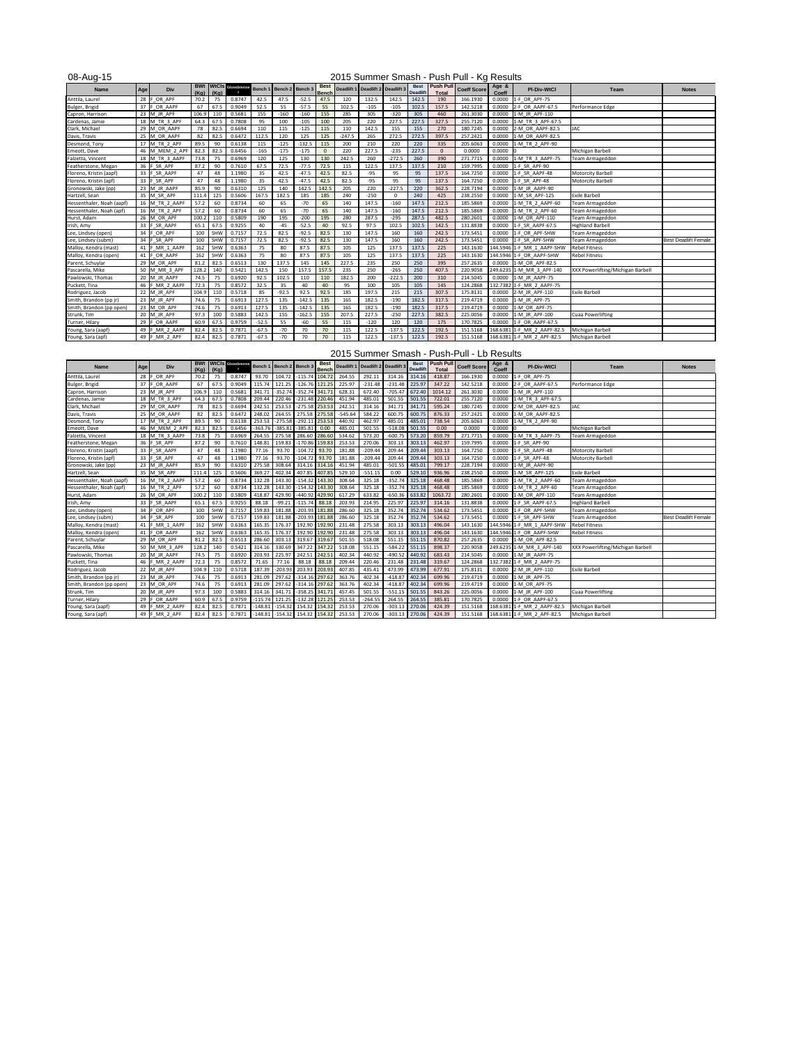08-Aug-15

# 2015 Summer Smash - Push Pull - Kg Results

| Name | Age | Div | BWt (Kg) | WtCls (Kg) | Glossbrenner | Bench 1 | Bench 2 | Bench 3 | Best Bench | Deadlift 1 | Deadlift 2 | Deadlift 3 | Best Deadlift | Push Pull Total | Coeff Score | Age & Coeff | Pl-Div-WtCl | Team | Notes |
|---|---|---|---|---|---|---|---|---|---|---|---|---|---|---|---|---|---|---|---|
| Anttila, Laurel | 28 | F_OR_APF | 70.2 | 75 | 0.8747 | 42.5 | 47.5 | -52.5 | 47.5 | 120 | 132.5 | 142.5 | 142.5 | 190 | 166.1930 | 0.0000 | 1-F_OR_APF-75 | | |
| Bulger, Brigid | 37 | F_OR_AAPF | 67 | 67.5 | 0.9049 | 52.5 | 55 | -57.5 | 55 | 102.5 | -105 | -105 | 102.5 | 157.5 | 142.5218 | 0.0000 | 2-F_OR_AAPF-67.5 | Performance Edge | |
| Capron, Harrison | 23 | M_JR_APF | 106.9 | 110 | 0.5681 | 155 | -160 | -160 | 155 | 285 | 305 | -320 | 305 | 460 | 261.3030 | 0.0000 | 1-M_JR_APF-110 | | |
| Cardenas, Jamie | 18 | M_TR_3_APF | 64.3 | 67.5 | 0.7808 | 95 | 100 | -105 | 100 | 205 | 220 | 227.5 | 227.5 | 327.5 | 255.7120 | 0.0000 | 1-M_TR_3_APF-67.5 | | |
| Clark, Michael | 29 | M_OR_AAPF | 78 | 82.5 | 0.6694 | 110 | 115 | -125 | 115 | 110 | 142.5 | 155 | 155 | 270 | 180.7245 | 0.0000 | 2-M_OR_AAPF-82.5 | JAC | |
| Davis, Travis | 25 | M_OR_AAPF | 82 | 82.5 | 0.6472 | 112.5 | 120 | 125 | 125 | -247.5 | 265 | 272.5 | 272.5 | 397.5 | 257.2421 | 0.0000 | 1-M_OR_AAPF-82.5 | | |
| Desmond, Tony | 17 | M_TR_2_APF | 89.5 | 90 | 0.6138 | 115 | -125 | -132.5 | 115 | 200 | 210 | 220 | 220 | 335 | 205.6063 | 0.0000 | 1-M_TR_2_APF-90 | | |
| Emeott, Dave | 46 | M_MEM_2_APF | 82.3 | 82.5 | 0.6456 | -165 | -175 | -175 | 0 | 220 | 227.5 | -235 | 227.5 | 0 | 0.0000 | 0.0000 | 0 | Michigan Barbell | |
| Falzetta, Vincent | 18 | M_TR_3_AAPF | 73.8 | 75 | 0.6969 | 120 | 125 | 130 | 130 | 242.5 | 260 | -272.5 | 260 | 390 | 271.7715 | 0.0000 | 1-M_TR_3_AAPF-75 | Team Armageddon | |
| Featherstone, Megan | 36 | F_SR_APF | 87.2 | 90 | 0.7610 | 67.5 | 72.5 | -77.5 | 72.5 | 115 | 122.5 | 137.5 | 137.5 | 210 | 159.7995 | 0.0000 | 1-F_SR_APF-90 | | |
| Floreno, Kristin (aapf) | 33 | F_SR_AAPF | 47 | 48 | 1.1980 | 35 | 42.5 | -47.5 | 42.5 | 82.5 | -95 | 95 | 95 | 137.5 | 164.7250 | 0.0000 | 1-F_SR_AAPF-48 | Motorcity Barbell | |
| Floreno, Kristin (apf) | 33 | F_SR_APF | 47 | 48 | 1.1980 | 35 | 42.5 | -47.5 | 42.5 | 82.5 | -95 | 95 | 95 | 137.5 | 164.7250 | 0.0000 | 1-F_SR_APF-48 | Motorcity Barbell | |
| Gronowski, Jake (pp) | 23 | M_JR_AAPF | 85.9 | 90 | 0.6310 | 125 | 140 | 142.5 | 142.5 | 205 | 220 | -227.5 | 220 | 362.5 | 228.7194 | 0.0000 | 1-M_JR_AAPF-90 | | |
| Hartzell, Sean | 35 | M_SR_APF | 111.4 | 125 | 0.5606 | 167.5 | 182.5 | 185 | 185 | 240 | -250 | 0 | 240 | 425 | 238.2550 | 0.0000 | 1-M_SR_APF-125 | Exile Barbell | |
| Hessenthaler, Noah (aapf) | 16 | M_TR_2_AAPF | 57.2 | 60 | 0.8734 | 60 | 65 | -70 | 65 | 140 | 147.5 | -160 | 147.5 | 212.5 | 185.5869 | 0.0000 | 1-M_TR_2_AAPF-60 | Team Armageddon | |
| Hessenthaler, Noah (apf) | 16 | M_TR_2_APF | 57.2 | 60 | 0.8734 | 60 | 65 | -70 | 65 | 140 | 147.5 | -160 | 147.5 | 212.5 | 185.5869 | 0.0000 | 1-M_TR_2_APF-60 | Team Armageddon | |
| Hurst, Adam | 26 | M_OR_APF | 100.2 | 110 | 0.5809 | 190 | 195 | -200 | 195 | 280 | 287.5 | -295 | 287.5 | 482.5 | 280.2601 | 0.0000 | 1-M_OR_APF-110 | Team Armageddon | |
| Irish, Amy | 33 | F_SR_AAPF | 65.1 | 67.5 | 0.9255 | 40 | -45 | -52.5 | 40 | 92.5 | 97.5 | 102.5 | 102.5 | 142.5 | 131.8838 | 0.0000 | 1-F_SR_AAPF-67.5 | Highland Barbell | |
| Lee, Lindsey (open) | 34 | F_OR_APF | 100 | SHW | 0.7157 | 72.5 | 82.5 | -92.5 | 82.5 | 130 | 147.5 | 160 | 160 | 242.5 | 173.5451 | 0.0000 | 1-F_OR_APF-SHW | Team Armageddon | |
| Lee, Lindsey (subm) | 34 | F_SR_APF | 100 | SHW | 0.7157 | 72.5 | 82.5 | -92.5 | 82.5 | 130 | 147.5 | 160 | 160 | 242.5 | 173.5451 | 0.0000 | 1-F_SR_APF-SHW | Team Armageddon | Best Deadlift Female |
| Malloy, Kendra (mast) | 41 | F_MR_1_AAPF | 162 | SHW | 0.6363 | 75 | 80 | 87.5 | 87.5 | 105 | 125 | 137.5 | 137.5 | 225 | 143.1630 | 144.5946 | 1-F_MR_1_AAPF-SHW | Rebel Fitness | |
| Malloy, Kendra (open) | 41 | F_OR_AAPF | 162 | SHW | 0.6363 | 75 | 80 | 87.5 | 87.5 | 105 | 125 | 137.5 | 137.5 | 225 | 143.1630 | 144.5946 | 1-F_OR_AAPF-SHW | Rebel Fitness | |
| Parent, Schuylar | 29 | M_OR_APF | 81.2 | 82.5 | 0.6513 | 130 | 137.5 | 145 | 145 | 227.5 | 235 | 250 | 250 | 395 | 257.2635 | 0.0000 | 1-M_OR_APF-82.5 | | |
| Pascarella, Mike | 50 | M_MR_3_APF | 128.2 | 140 | 0.5421 | 142.5 | 150 | 157.5 | 157.5 | 235 | 250 | -265 | 250 | 407.5 | 220.9058 | 249.6235 | 1-M_MR_3_APF-140 | XXX Powerlifting/Michigan Barbell | |
| Pawlowski, Thomas | 20 | M_JR_AAPF | 74.5 | 75 | 0.6920 | 92.5 | 102.5 | 110 | 110 | 182.5 | 200 | -222.5 | 200 | 310 | 214.5045 | 0.0000 | 1-M_JR_AAPF-75 | | |
| Puckett, Tina | 46 | F_MR_2_AAPF | 72.3 | 75 | 0.8572 | 32.5 | 35 | 40 | 40 | 95 | 100 | 105 | 105 | 145 | 124.2868 | 132.7382 | 1-F_MR_2_AAPF-75 | | |
| Rodriguez, Jacob | 22 | M_JR_APF | 104.9 | 110 | 0.5718 | 85 | -92.5 | 92.5 | 92.5 | 185 | 197.5 | 215 | 215 | 307.5 | 175.8131 | 0.0000 | 2-M_JR_APF-110 | Exile Barbell | |
| Smith, Brandon (pp jr) | 23 | M_JR_APF | 74.6 | 75 | 0.6913 | 127.5 | 135 | -142.5 | 135 | 165 | 182.5 | -190 | 182.5 | 317.5 | 219.4719 | 0.0000 | 1-M_JR_APF-75 | | |
| Smith, Brandon (pp open) | 23 | M_OR_APF | 74.6 | 75 | 0.6913 | 127.5 | 135 | -142.5 | 135 | 165 | 182.5 | -190 | 182.5 | 317.5 | 219.4719 | 0.0000 | 1-M_OR_APF-75 | | |
| Strunk, Tim | 20 | M_JR_APF | 97.3 | 100 | 0.5883 | 142.5 | 155 | -162.5 | 155 | 207.5 | 227.5 | -250 | 227.5 | 382.5 | 225.0056 | 0.0000 | 1-M_JR_APF-100 | Cuaa Powerlifting | |
| Turner, Hilary | 29 | F_OR_AAPF | 60.9 | 67.5 | 0.9759 | -52.5 | 55 | -60 | 55 | 115 | -120 | 120 | 120 | 175 | 170.7825 | 0.0000 | 1-F_OR_AAPF-67.5 | | |
| Young, Sara (aapf) | 49 | F_MR_2_AAPF | 82.4 | 82.5 | 0.7871 | -67.5 | -70 | 70 | 70 | 115 | 122.5 | -137.5 | 122.5 | 192.5 | 151.5168 | 168.6381 | 1-F_MR_2_AAPF-82.5 | Michigan Barbell | |
| Young, Sara (apf) | 49 | F_MR_2_APF | 82.4 | 82.5 | 0.7871 | -67.5 | -70 | 70 | 70 | 115 | 122.5 | -137.5 | 122.5 | 192.5 | 151.5168 | 168.6381 | 1-F_MR_2_APF-82.5 | Michigan Barbell | |

# 2015 Summer Smash - Push-Pull - Lb Results

| Name | Age | Div | BWt (Kg) | WtCls (Kg) | Glossbrenner | Bench 1 | Bench 2 | Bench 3 | Best Bench | Deadlift 1 | Deadlift 2 | Deadlift 3 | Best Deadlift | Push Pull Total | Coeff Score | Age & Coeff | Pl-Div-WtCl | Team | Notes |
|---|---|---|---|---|---|---|---|---|---|---|---|---|---|---|---|---|---|---|---|
| Anttila, Laurel | 28 | F_OR_APF | 70.2 | 75 | 0.8747 | 93.70 | 104.72 | -115.74 | 104.72 | 264.55 | 292.11 | 314.16 | 314.16 | 418.87 | 166.1930 | 0.0000 | 1-F_OR_APF-75 | | |
| Bulger, Brigid | 37 | F_OR_AAPF | 67 | 67.5 | 0.9049 | 115.74 | 121.25 | -126.76 | 121.25 | 225.97 | -231.48 | -231.48 | 225.97 | 347.22 | 142.5218 | 0.0000 | 2-F_OR_AAPF-67.5 | Performance Edge | |
| Capron, Harrison | 23 | M_JR_APF | 106.9 | 110 | 0.5681 | 341.71 | -352.74 | -352.74 | 341.71 | 628.31 | 672.40 | -705.47 | 672.40 | 1014.12 | 261.3030 | 0.0000 | 1-M_JR_APF-110 | | |
| Cardenas, Jamie | 18 | M_TR_3_APF | 64.3 | 67.5 | 0.7808 | 209.44 | 220.46 | -231.48 | 220.46 | 451.94 | 485.01 | 501.55 | 501.55 | 722.01 | 255.7120 | 0.0000 | 1-M_TR_3_APF-67.5 | | |
| Clark, Michael | 29 | M_OR_AAPF | 78 | 82.5 | 0.6694 | 242.51 | 253.53 | -275.58 | 253.53 | 242.51 | 314.16 | 341.71 | 341.71 | 595.24 | 180.7245 | 0.0000 | 2-M_OR_AAPF-82.5 | JAC | |
| Davis, Travis | 25 | M_OR_AAPF | 82 | 82.5 | 0.6472 | 248.02 | 264.55 | 275.58 | 275.58 | -545.64 | 584.22 | 600.75 | 600.75 | 876.33 | 257.2421 | 0.0000 | 1-M_OR_AAPF-82.5 | | |
| Desmond, Tony | 17 | M_TR_2_APF | 89.5 | 90 | 0.6138 | 253.53 | -275.58 | -292.11 | 253.53 | 440.92 | 462.97 | 485.01 | 485.01 | 738.54 | 205.6063 | 0.0000 | 1-M_TR_2_APF-90 | | |
| Emeott, Dave | 46 | M_MEM_2_APF | 82.3 | 82.5 | 0.6456 | -363.76 | -385.81 | -385.81 | 0.00 | 485.01 | 501.55 | -518.08 | 501.55 | 0.00 | 0.0000 | 0.0000 | 0 | Michigan Barbell | |
| Falzetta, Vincent | 18 | M_TR_3_AAPF | 73.8 | 75 | 0.6969 | 264.55 | 275.58 | 286.60 | 286.60 | 534.62 | 573.20 | -600.75 | 573.20 | 859.79 | 271.7715 | 0.0000 | 1-M_TR_3_AAPF-75 | Team Armageddon | |
| Featherstone, Megan | 36 | F_SR_APF | 87.2 | 90 | 0.7610 | 148.81 | 159.83 | -170.86 | 159.83 | 253.53 | 270.06 | 303.13 | 303.13 | 462.97 | 159.7995 | 0.0000 | 1-F_SR_APF-90 | | |
| Floreno, Kristin (aapf) | 33 | F_SR_AAPF | 47 | 48 | 1.1980 | 77.16 | 93.70 | -104.72 | 93.70 | 181.88 | -209.44 | 209.44 | 209.44 | 303.13 | 164.7250 | 0.0000 | 1-F_SR_AAPF-48 | Motorcity Barbell | |
| Floreno, Kristin (apf) | 33 | F_SR_APF | 47 | 48 | 1.1980 | 77.16 | 93.70 | -104.72 | 93.70 | 181.88 | -209.44 | 209.44 | 209.44 | 303.13 | 164.7250 | 0.0000 | 1-F_SR_APF-48 | Motorcity Barbell | |
| Gronowski, Jake (pp) | 23 | M_JR_AAPF | 85.9 | 90 | 0.6310 | 275.58 | 308.64 | 314.16 | 314.16 | 451.94 | 485.01 | -501.55 | 485.01 | 799.17 | 228.7194 | 0.0000 | 1-M_JR_AAPF-90 | | |
| Hartzell, Sean | 35 | M_SR_APF | 111.4 | 125 | 0.5606 | 369.27 | 402.34 | 407.85 | 407.85 | 529.10 | -551.15 | 0.00 | 529.10 | 936.96 | 238.2550 | 0.0000 | 1-M_SR_APF-125 | Exile Barbell | |
| Hessenthaler, Noah (aapf) | 16 | M_TR_2_AAPF | 57.2 | 60 | 0.8734 | 132.28 | 143.30 | -154.32 | 143.30 | 308.64 | 325.18 | -352.74 | 325.18 | 468.48 | 185.5869 | 0.0000 | 1-M_TR_2_AAPF-60 | Team Armageddon | |
| Hessenthaler, Noah (apf) | 16 | M_TR_2_APF | 57.2 | 60 | 0.8734 | 132.28 | 143.30 | -154.32 | 143.30 | 308.64 | 325.18 | -352.74 | 325.18 | 468.48 | 185.5869 | 0.0000 | 1-M_TR_2_APF-60 | Team Armageddon | |
| Hurst, Adam | 26 | M_OR_APF | 100.2 | 110 | 0.5809 | 418.87 | 429.90 | -440.92 | 429.90 | 617.29 | 633.82 | -650.36 | 633.82 | 1063.72 | 280.2601 | 0.0000 | 1-M_OR_APF-110 | Team Armageddon | |
| Irish, Amy | 33 | F_SR_AAPF | 65.1 | 67.5 | 0.9255 | 88.18 | -99.21 | -115.74 | 88.18 | 203.93 | 214.95 | 225.97 | 225.97 | 314.16 | 131.8838 | 0.0000 | 1-F_SR_AAPF-67.5 | Highland Barbell | |
| Lee, Lindsey (open) | 34 | F_OR_APF | 100 | SHW | 0.7157 | 159.83 | 181.88 | -203.93 | 181.88 | 286.60 | 325.18 | 352.74 | 352.74 | 534.62 | 173.5451 | 0.0000 | 1-F_OR_APF-SHW | Team Armageddon | |
| Lee, Lindsey (subm) | 34 | F_SR_APF | 100 | SHW | 0.7157 | 159.83 | 181.88 | -203.93 | 181.88 | 286.60 | 325.18 | 352.74 | 352.74 | 534.62 | 173.5451 | 0.0000 | 1-F_SR_APF-SHW | Team Armageddon | Best Deadlift Female |
| Malloy, Kendra (mast) | 41 | F_MR_1_AAPF | 162 | SHW | 0.6363 | 165.35 | 176.37 | 192.90 | 192.90 | 231.48 | 275.58 | 303.13 | 303.13 | 496.04 | 143.1630 | 144.5946 | 1-F_MR_1_AAPF-SHW | Rebel Fitness | |
| Malloy, Kendra (open) | 41 | F_OR_AAPF | 162 | SHW | 0.6363 | 165.35 | 176.37 | 192.90 | 192.90 | 231.48 | 275.58 | 303.13 | 303.13 | 496.04 | 143.1630 | 144.5946 | 1-F_OR_AAPF-SHW | Rebel Fitness | |
| Parent, Schuylar | 29 | M_OR_APF | 81.2 | 82.5 | 0.6513 | 286.60 | 303.13 | 319.67 | 319.67 | 501.55 | 518.08 | 551.15 | 551.15 | 870.82 | 257.2635 | 0.0000 | 1-M_OR_APF-82.5 | | |
| Pascarella, Mike | 50 | M_MR_3_APF | 128.2 | 140 | 0.5421 | 314.16 | 330.69 | 347.22 | 347.22 | 518.08 | 551.15 | -584.22 | 551.15 | 898.37 | 220.9058 | 249.6235 | 1-M_MR_3_APF-140 | XXX Powerlifting/Michigan Barbell | |
| Pawlowski, Thomas | 20 | M_JR_AAPF | 74.5 | 75 | 0.6920 | 203.93 | 225.97 | 242.51 | 242.51 | 402.34 | 440.92 | -490.52 | 440.92 | 683.43 | 214.5045 | 0.0000 | 1-M_JR_AAPF-75 | | |
| Puckett, Tina | 46 | F_MR_2_AAPF | 72.3 | 75 | 0.8572 | 71.65 | 77.16 | 88.18 | 88.18 | 209.44 | 220.46 | 231.48 | 231.48 | 319.67 | 124.2868 | 132.7382 | 1-F_MR_2_AAPF-75 | | |
| Rodriguez, Jacob | 22 | M_JR_APF | 104.9 | 110 | 0.5718 | 187.39 | -203.93 | 203.93 | 203.93 | 407.85 | 435.41 | 473.99 | 473.99 | 677.91 | 175.8131 | 0.0000 | 2-M_JR_APF-110 | Exile Barbell | |
| Smith, Brandon (pp jr) | 23 | M_JR_APF | 74.6 | 75 | 0.6913 | 281.09 | 297.62 | -314.16 | 297.62 | 363.76 | 402.34 | -418.87 | 402.34 | 699.96 | 219.4719 | 0.0000 | 1-M_JR_APF-75 | | |
| Smith, Brandon (pp open) | 23 | M_OR_APF | 74.6 | 75 | 0.6913 | 281.09 | 297.62 | -314.16 | 297.62 | 363.76 | 402.34 | -418.87 | 402.34 | 699.96 | 219.4719 | 0.0000 | 1-M_OR_APF-75 | | |
| Strunk, Tim | 20 | M_JR_APF | 97.3 | 100 | 0.5883 | 314.16 | 341.71 | -358.25 | 341.71 | 457.45 | 501.55 | -551.15 | 501.55 | 843.26 | 225.0056 | 0.0000 | 1-M_JR_APF-100 | Cuaa Powerlifting | |
| Turner, Hilary | 29 | F_OR_AAPF | 60.9 | 67.5 | 0.9759 | -115.74 | 121.25 | -132.28 | 121.25 | 253.53 | -264.55 | 264.55 | 264.55 | 385.81 | 170.7825 | 0.0000 | 1-F_OR_AAPF-67.5 | | |
| Young, Sara (aapf) | 49 | F_MR_2_AAPF | 82.4 | 82.5 | 0.7871 | -148.81 | -154.32 | 154.32 | 154.32 | 253.53 | 270.06 | -303.13 | 270.06 | 424.39 | 151.5168 | 168.6381 | 1-F_MR_2_AAPF-82.5 | Michigan Barbell | |
| Young, Sara (apf) | 49 | F_MR_2_APF | 82.4 | 82.5 | 0.7871 | -148.81 | -154.32 | 154.32 | 154.32 | 253.53 | 270.06 | -303.13 | 270.06 | 424.39 | 151.5168 | 168.6381 | 1-F_MR_2_APF-82.5 | Michigan Barbell | |